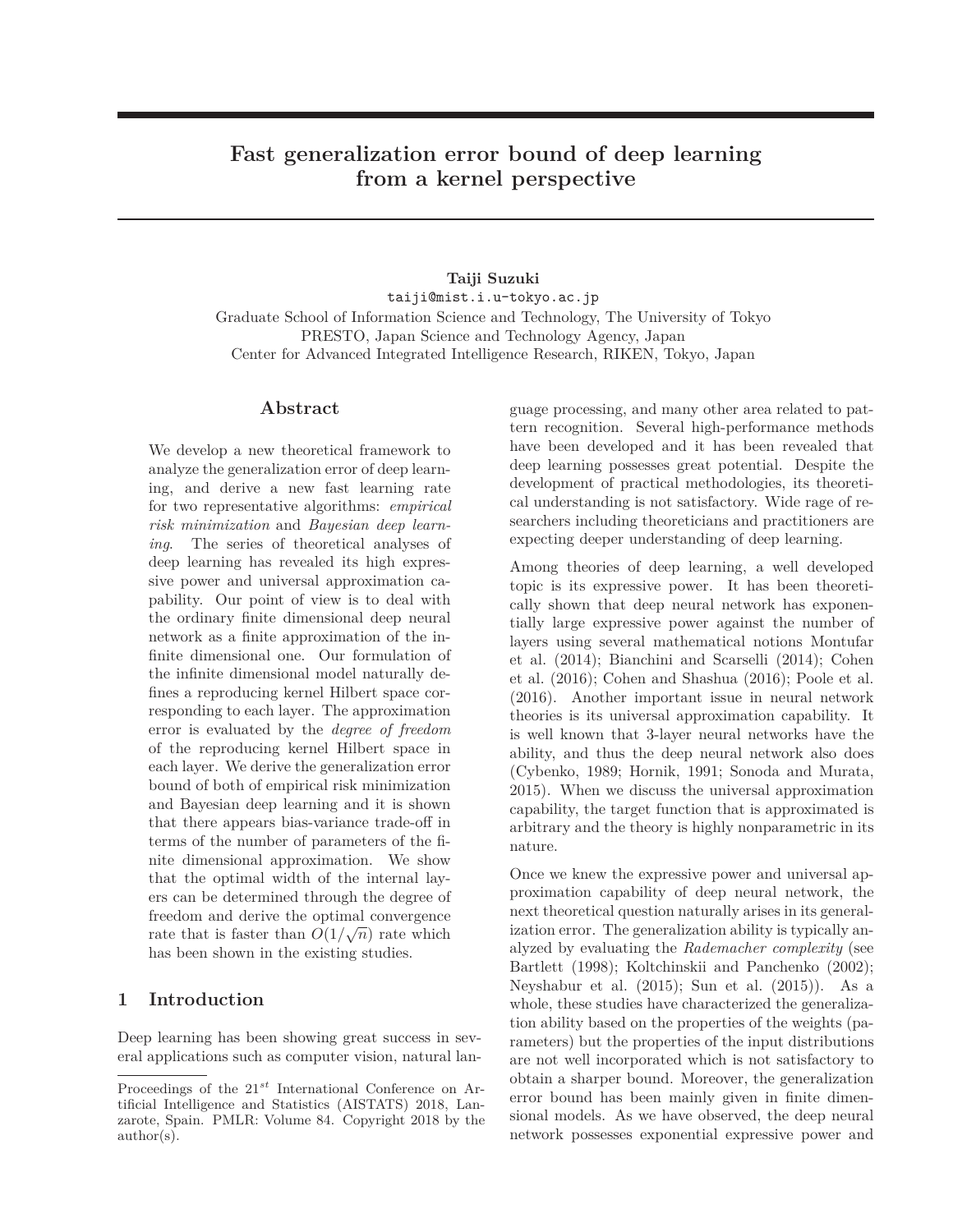# Fast generalization error bound of deep learning from a kernel perspective

**Taiji Suzuki**
taiji@mist.i.u-tokyo.ac.jp
Graduate School of Information Science and Technology, The University of Tokyo
PRESTO, Japan Science and Technology Agency, Japan
Center for Advanced Integrated Intelligence Research, RIKEN, Tokyo, Japan

## Abstract

We develop a new theoretical framework to analyze the generalization error of deep learning, and derive a new fast learning rate for two representative algorithms: *empirical risk minimization* and *Bayesian deep learning*. The series of theoretical analyses of deep learning has revealed its high expressive power and universal approximation capability. Our point of view is to deal with the ordinary finite dimensional deep neural network as a finite approximation of the infinite dimensional one. Our formulation of the infinite dimensional model naturally defines a reproducing kernel Hilbert space corresponding to each layer. The approximation error is evaluated by the *degree of freedom* of the reproducing kernel Hilbert space in each layer. We derive the generalization error bound of both of empirical risk minimization and Bayesian deep learning and it is shown that there appears bias-variance trade-off in terms of the number of parameters of the finite dimensional approximation. We show that the optimal width of the internal layers can be determined through the degree of freedom and derive the optimal convergence rate that is faster than $O(1/\sqrt{n})$ rate which has been shown in the existing studies.

## 1 Introduction

Deep learning has been showing great success in several applications such as computer vision, natural language processing, and many other area related to pattern recognition. Several high-performance methods have been developed and it has been revealed that deep learning possesses great potential. Despite the development of practical methodologies, its theoretical understanding is not satisfactory. Wide rage of researchers including theoreticians and practitioners are expecting deeper understanding of deep learning.

Among theories of deep learning, a well developed topic is its expressive power. It has been theoretically shown that deep neural network has exponentially large expressive power against the number of layers using several mathematical notions Montufar et al. (2014); Bianchini and Scarselli (2014); Cohen et al. (2016); Cohen and Shashua (2016); Poole et al. (2016). Another important issue in neural network theories is its universal approximation capability. It is well known that 3-layer neural networks have the ability, and thus the deep neural network also does (Cybenko, 1989; Hornik, 1991; Sonoda and Murata, 2015). When we discuss the universal approximation capability, the target function that is approximated is arbitrary and the theory is highly nonparametric in its nature.

Once we knew the expressive power and universal approximation capability of deep neural network, the next theoretical question naturally arises in its generalization error. The generalization ability is typically analyzed by evaluating the *Rademacher complexity* (see Bartlett (1998); Koltchinskii and Panchenko (2002); Neyshabur et al. (2015); Sun et al. (2015)). As a whole, these studies have characterized the generalization ability based on the properties of the weights (parameters) but the properties of the input distributions are not well incorporated which is not satisfactory to obtain a sharper bound. Moreover, the generalization error bound has been mainly given in finite dimensional models. As we have observed, the deep neural network possesses exponential expressive power and

Proceedings of the 21[st] International Conference on Artificial Intelligence and Statistics (AISTATS) 2018, Lanzarote, Spain. PMLR: Volume 84. Copyright 2018 by the author(s).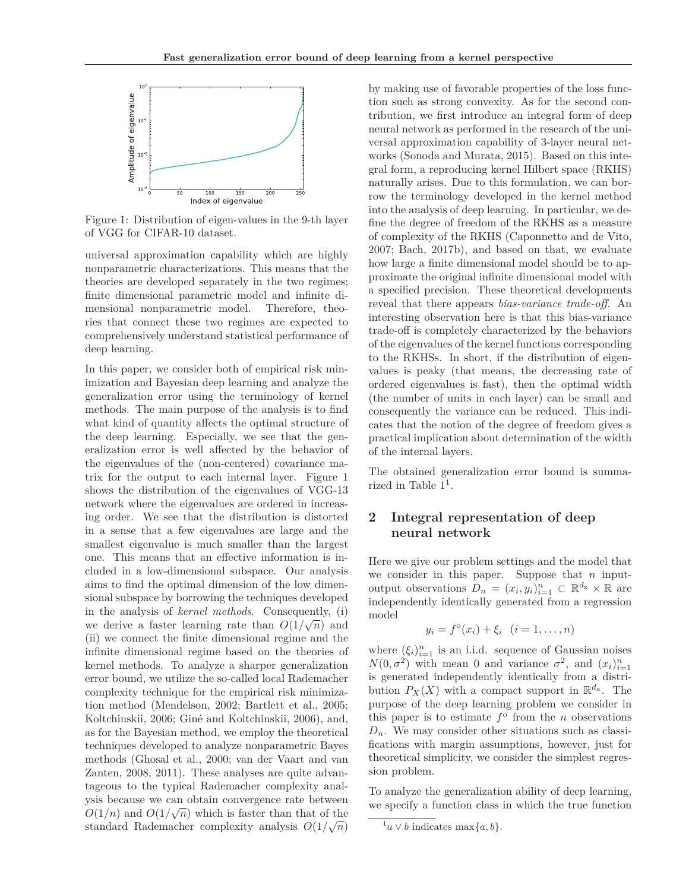Figure 1: Distribution of eigen-values in the 9-th layer of VGG for CIFAR-10 dataset.

universal approximation capability which are highly nonparametric characterizations. This means that the theories are developed separately in the two regimes; finite dimensional parametric model and infinite dimensional nonparametric model. Therefore, theories that connect these two regimes are expected to comprehensively understand statistical performance of deep learning.

In this paper, we consider both of empirical risk minimization and Bayesian deep learning and analyze the generalization error using the terminology of kernel methods. The main purpose of the analysis is to find what kind of quantity affects the optimal structure of the deep learning. Especially, we see that the generalization error is well affected by the behavior of the eigenvalues of the (non-centered) covariance matrix for the output to each internal layer. Figure 1 shows the distribution of the eigenvalues of VGG-13 network where the eigenvalues are ordered in increasing order. We see that the distribution is distorted in a sense that a few eigenvalues are large and the smallest eigenvalue is much smaller than the largest one. This means that an effective information is included in a low-dimensional subspace. Our analysis aims to find the optimal dimension of the low dimensional subspace by borrowing the techniques developed in the analysis of *kernel methods*. Consequently, (i) we derive a faster learning rate than $O(1/\sqrt{n})$ and (ii) we connect the finite dimensional regime and the infinite dimensional regime based on the theories of kernel methods. To analyze a sharper generalization error bound, we utilize the so-called local Rademacher complexity technique for the empirical risk minimization method (Mendelson, 2002; Bartlett et al., 2005; Koltchinskii, 2006; Giné and Koltchinskii, 2006), and, as for the Bayesian method, we employ the theoretical techniques developed to analyze nonparametric Bayes methods (Ghosal et al., 2000; van der Vaart and van Zanten, 2008, 2011). These analyses are quite advantageous to the typical Rademacher complexity analysis because we can obtain convergence rate between $O(1/n)$ and $O(1/\sqrt{n})$ which is faster than that of the standard Rademacher complexity analysis $O(1/\sqrt{n})$ by making use of favorable properties of the loss function such as strong convexity. As for the second contribution, we first introduce an integral form of deep neural network as performed in the research of the universal approximation capability of 3-layer neural networks (Sonoda and Murata, 2015). Based on this integral form, a reproducing kernel Hilbert space (RKHS) naturally arises. Due to this formulation, we can borrow the terminology developed in the kernel method into the analysis of deep learning. In particular, we define the degree of freedom of the RKHS as a measure of complexity of the RKHS (Caponnetto and de Vito, 2007; Bach, 2017b), and based on that, we evaluate how large a finite dimensional model should be to approximate the original infinite dimensional model with a specified precision. These theoretical developments reveal that there appears *bias-variance trade-off*. An interesting observation here is that this bias-variance trade-off is completely characterized by the behaviors of the eigenvalues of the kernel functions corresponding to the RKHSs. In short, if the distribution of eigenvalues is peaky (that means, the decreasing rate of ordered eigenvalues is fast), then the optimal width (the number of units in each layer) can be small and consequently the variance can be reduced. This indicates that the notion of the degree of freedom gives a practical implication about determination of the width of the internal layers.

The obtained generalization error bound is summarized in Table 1[1].

## 2 Integral representation of deep neural network

Here we give our problem settings and the model that we consider in this paper. Suppose that $n$ input-output observations $D_n = (x_i, y_i)_{i=1}^n \subset \mathbb{R}^{d_x} \times \mathbb{R}$ are independently identically generated from a regression model

$$y_i = f^{\mathrm{o}}(x_i) + \xi_i \quad (i = 1, \dots, n)$$

where $(\xi_i)_{i=1}^n$ is an i.i.d. sequence of Gaussian noises $N(0, \sigma^2)$ with mean 0 and variance $\sigma^2$, and $(x_i)_{i=1}^n$ is generated independently identically from a distribution $P_X(X)$ with a compact support in $\mathbb{R}^{d_x}$. The purpose of the deep learning problem we consider in this paper is to estimate $f^{\mathrm{o}}$ from the $n$ observations $D_n$. We may consider other situations such as classifications with margin assumptions, however, just for theoretical simplicity, we consider the simplest regression problem.

To analyze the generalization ability of deep learning, we specify a function class in which the true function

[1] $a \vee b$ indicates $\max\{a, b\}$.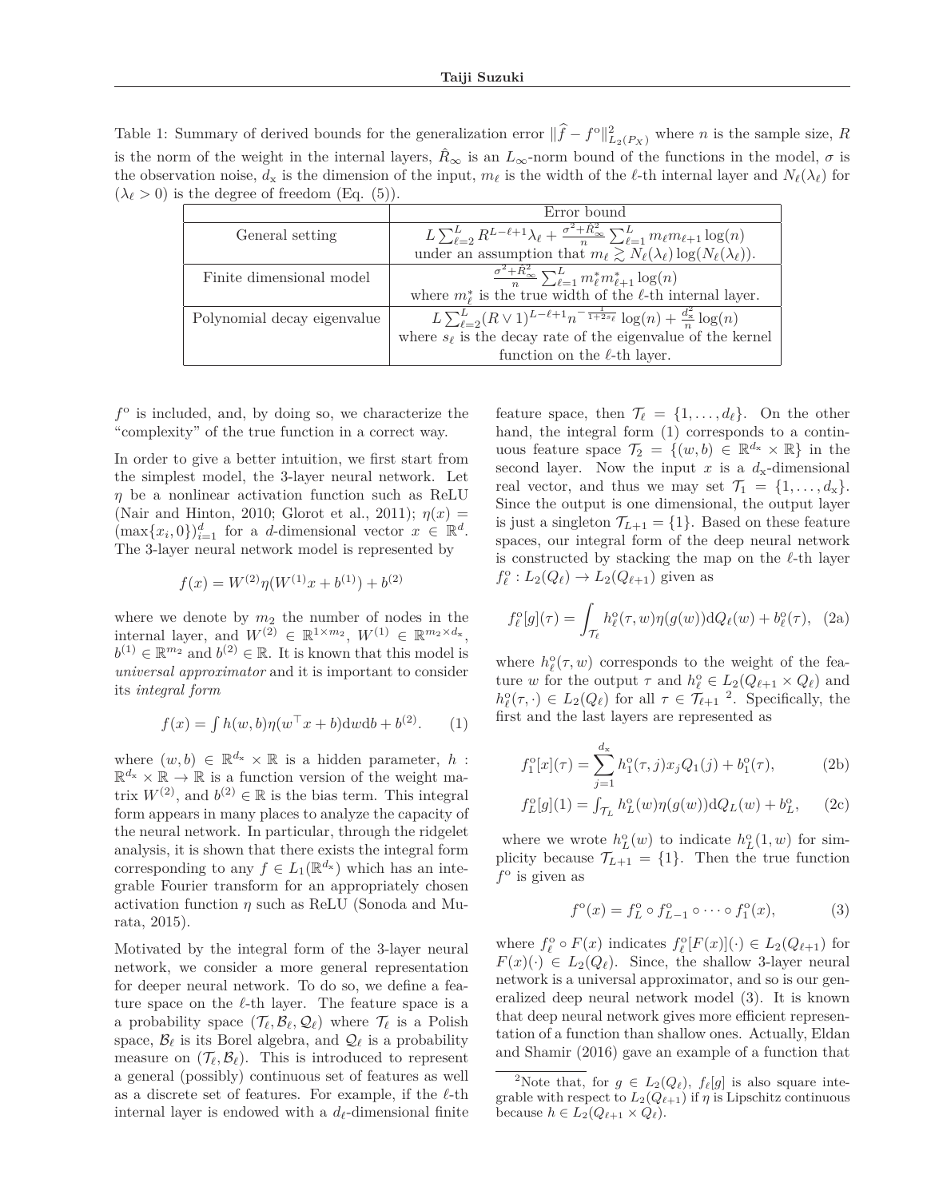Table 1: Summary of derived bounds for the generalization error $\|\widehat{f} - f^{\mathrm{o}}\|_{L_2(P_X)}^2$ where $n$ is the sample size, $R$ is the norm of the weight in the internal layers, $\hat{R}_\infty$ is an $L_\infty$-norm bound of the functions in the model, $\sigma$ is the observation noise, $d_{\mathrm{x}}$ is the dimension of the input, $m_\ell$ is the width of the $\ell$-th internal layer and $N_\ell(\lambda_\ell)$ for $(\lambda_\ell > 0)$ is the degree of freedom (Eq. (5)).

| | Error bound |
|---|---|
| General setting | $L\sum_{\ell=2}^{L} R^{L-\ell+1}\lambda_\ell + \frac{\sigma^2+\hat{R}_\infty^2}{n}\sum_{\ell=1}^{L} m_\ell m_{\ell+1}\log(n)$ under an assumption that $m_\ell \gtrsim N_\ell(\lambda_\ell)\log(N_\ell(\lambda_\ell))$. |
| Finite dimensional model | $\frac{\sigma^2+\hat{R}_\infty^2}{n}\sum_{\ell=1}^{L} m_\ell^* m_{\ell+1}^* \log(n)$ where $m_\ell^*$ is the true width of the $\ell$-th internal layer. |
| Polynomial decay eigenvalue | $L\sum_{\ell=2}^{L}(R \vee 1)^{L-\ell+1} n^{-\frac{1}{1+2s_\ell}}\log(n) + \frac{d_{\mathrm{x}}^2}{n}\log(n)$ where $s_\ell$ is the decay rate of the eigenvalue of the kernel function on the $\ell$-th layer. |

$f^{\mathrm{o}}$ is included, and, by doing so, we characterize the "complexity" of the true function in a correct way.

In order to give a better intuition, we first start from the simplest model, the 3-layer neural network. Let $\eta$ be a nonlinear activation function such as ReLU (Nair and Hinton, 2010; Glorot et al., 2011); $\eta(x) = (\max\{x_i, 0\})_{i=1}^d$ for a $d$-dimensional vector $x \in \mathbb{R}^d$. The 3-layer neural network model is represented by

$$f(x) = W^{(2)}\eta(W^{(1)}x + b^{(1)}) + b^{(2)}$$

where we denote by $m_2$ the number of nodes in the internal layer, and $W^{(2)} \in \mathbb{R}^{1\times m_2}$, $W^{(1)} \in \mathbb{R}^{m_2 \times d_{\mathrm{x}}}$, $b^{(1)} \in \mathbb{R}^{m_2}$ and $b^{(2)} \in \mathbb{R}$. It is known that this model is *universal approximator* and it is important to consider its *integral form*

$$f(x) = \textstyle\int h(w,b)\eta(w^\top x + b)\mathrm{d}w\mathrm{d}b + b^{(2)}. \quad (1)$$

where $(w,b) \in \mathbb{R}^{d_{\mathrm{x}}} \times \mathbb{R}$ is a hidden parameter, $h : \mathbb{R}^{d_{\mathrm{x}}} \times \mathbb{R} \to \mathbb{R}$ is a function version of the weight matrix $W^{(2)}$, and $b^{(2)} \in \mathbb{R}$ is the bias term. This integral form appears in many places to analyze the capacity of the neural network. In particular, through the ridgelet analysis, it is shown that there exists the integral form corresponding to any $f \in L_1(\mathbb{R}^{d_{\mathrm{x}}})$ which has an integrable Fourier transform for an appropriately chosen activation function $\eta$ such as ReLU (Sonoda and Murata, 2015).

Motivated by the integral form of the 3-layer neural network, we consider a more general representation for deeper neural network. To do so, we define a feature space on the $\ell$-th layer. The feature space is a a probability space $(\mathcal{T}_\ell, \mathcal{B}_\ell, \mathcal{Q}_\ell)$ where $\mathcal{T}_\ell$ is a Polish space, $\mathcal{B}_\ell$ is its Borel algebra, and $\mathcal{Q}_\ell$ is a probability measure on $(\mathcal{T}_\ell, \mathcal{B}_\ell)$. This is introduced to represent a general (possibly) continuous set of features as well as a discrete set of features. For example, if the $\ell$-th internal layer is endowed with a $d_\ell$-dimensional finite feature space, then $\mathcal{T}_\ell = \{1, \dots, d_\ell\}$. On the other hand, the integral form (1) corresponds to a continuous feature space $\mathcal{T}_2 = \{(w,b) \in \mathbb{R}^{d_{\mathrm{x}}} \times \mathbb{R}\}$ in the second layer. Now the input $x$ is a $d_{\mathrm{x}}$-dimensional real vector, and thus we may set $\mathcal{T}_1 = \{1, \dots, d_{\mathrm{x}}\}$. Since the output is one dimensional, the output layer is just a singleton $\mathcal{T}_{L+1} = \{1\}$. Based on these feature spaces, our integral form of the deep neural network is constructed by stacking the map on the $\ell$-th layer $f_\ell^{\mathrm{o}} : L_2(Q_\ell) \to L_2(Q_{\ell+1})$ given as

$$f_\ell^{\mathrm{o}}[g](\tau) = \int_{\mathcal{T}_\ell} h_\ell^{\mathrm{o}}(\tau, w)\eta(g(w))\mathrm{d}Q_\ell(w) + b_\ell^{\mathrm{o}}(\tau), \quad (2a)$$

where $h_\ell^{\mathrm{o}}(\tau, w)$ corresponds to the weight of the feature $w$ for the output $\tau$ and $h_\ell^{\mathrm{o}} \in L_2(Q_{\ell+1} \times Q_\ell)$ and $h_\ell^{\mathrm{o}}(\tau, \cdot) \in L_2(Q_\ell)$ for all $\tau \in \mathcal{T}_{\ell+1}$ [2]. Specifically, the first and the last layers are represented as

$$f_1^{\mathrm{o}}[x](\tau) = \sum_{j=1}^{d_{\mathrm{x}}} h_1^{\mathrm{o}}(\tau, j)x_j Q_1(j) + b_1^{\mathrm{o}}(\tau), \quad (2b)$$

$$f_L^{\mathrm{o}}[g](1) = \textstyle\int_{\mathcal{T}_L} h_L^{\mathrm{o}}(w)\eta(g(w))\mathrm{d}Q_L(w) + b_L^{\mathrm{o}}, \quad (2c)$$

where we wrote $h_L^{\mathrm{o}}(w)$ to indicate $h_L^{\mathrm{o}}(1, w)$ for simplicity because $\mathcal{T}_{L+1} = \{1\}$. Then the true function $f^{\mathrm{o}}$ is given as

$$f^{\mathrm{o}}(x) = f_L^{\mathrm{o}} \circ f_{L-1}^{\mathrm{o}} \circ \cdots \circ f_1^{\mathrm{o}}(x), \quad (3)$$

where $f_\ell^{\mathrm{o}} \circ F(x)$ indicates $f_\ell^{\mathrm{o}}[F(x)](\cdot) \in L_2(Q_{\ell+1})$ for $F(x)(\cdot) \in L_2(Q_\ell)$. Since, the shallow 3-layer neural network is a universal approximator, and so is our generalized deep neural network model (3). It is known that deep neural network gives more efficient representation of a function than shallow ones. Actually, Eldan and Shamir (2016) gave an example of a function that

[2] Note that, for $g \in L_2(Q_\ell)$, $f_\ell[g]$ is also square integrable with respect to $L_2(Q_{\ell+1})$ if $\eta$ is Lipschitz continuous because $h \in L_2(Q_{\ell+1} \times Q_\ell)$.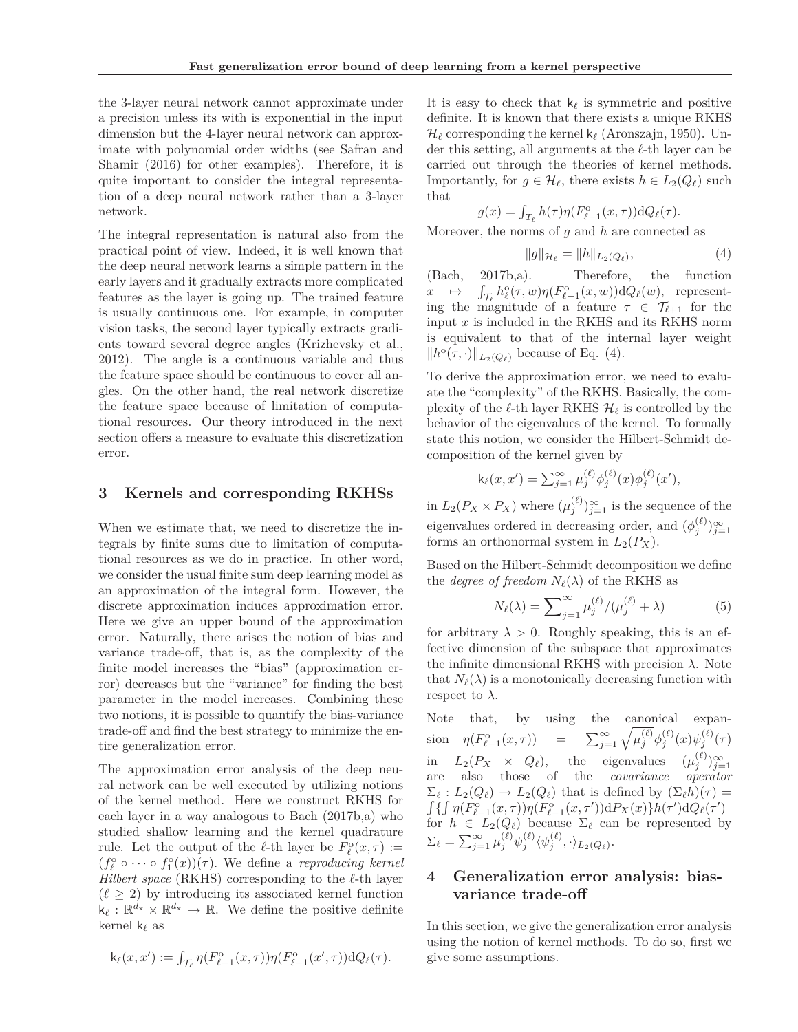the 3-layer neural network cannot approximate under a precision unless its with is exponential in the input dimension but the 4-layer neural network can approximate with polynomial order widths (see Safran and Shamir (2016) for other examples). Therefore, it is quite important to consider the integral representation of a deep neural network rather than a 3-layer network.

The integral representation is natural also from the practical point of view. Indeed, it is well known that the deep neural network learns a simple pattern in the early layers and it gradually extracts more complicated features as the layer is going up. The trained feature is usually continuous one. For example, in computer vision tasks, the second layer typically extracts gradients toward several degree angles (Krizhevsky et al., 2012). The angle is a continuous variable and thus the feature space should be continuous to cover all angles. On the other hand, the real network discretize the feature space because of limitation of computational resources. Our theory introduced in the next section offers a measure to evaluate this discretization error.

## 3 Kernels and corresponding RKHSs

When we estimate that, we need to discretize the integrals by finite sums due to limitation of computational resources as we do in practice. In other word, we consider the usual finite sum deep learning model as an approximation of the integral form. However, the discrete approximation induces approximation error. Here we give an upper bound of the approximation error. Naturally, there arises the notion of bias and variance trade-off, that is, as the complexity of the finite model increases the "bias" (approximation error) decreases but the "variance" for finding the best parameter in the model increases. Combining these two notions, it is possible to quantify the bias-variance trade-off and find the best strategy to minimize the entire generalization error.

The approximation error analysis of the deep neural network can be well executed by utilizing notions of the kernel method. Here we construct RKHS for each layer in a way analogous to Bach (2017b,a) who studied shallow learning and the kernel quadrature rule. Let the output of the $\ell$-th layer be $F_\ell^{\mathrm{o}}(x,\tau) := (f_\ell^{\mathrm{o}} \circ \cdots \circ f_1^{\mathrm{o}}(x))(\tau)$. We define a *reproducing kernel Hilbert space* (RKHS) corresponding to the $\ell$-th layer ($\ell \geq 2$) by introducing its associated kernel function $\mathsf{k}_\ell : \mathbb{R}^{d_x} \times \mathbb{R}^{d_x} \to \mathbb{R}$. We define the positive definite kernel $\mathsf{k}_\ell$ as

$$\mathsf{k}_\ell(x,x') := \int_{\mathcal{T}_\ell} \eta(F_{\ell-1}^{\mathrm{o}}(x,\tau))\eta(F_{\ell-1}^{\mathrm{o}}(x',\tau))\mathrm{d}Q_\ell(\tau).$$

It is easy to check that $\mathsf{k}_\ell$ is symmetric and positive definite. It is known that there exists a unique RKHS $\mathcal{H}_\ell$ corresponding the kernel $\mathsf{k}_\ell$ (Aronszajn, 1950). Under this setting, all arguments at the $\ell$-th layer can be carried out through the theories of kernel methods. Importantly, for $g \in \mathcal{H}_\ell$, there exists $h \in L_2(Q_\ell)$ such that

$$g(x) = \int_{T_\ell} h(\tau)\eta(F_{\ell-1}^{\mathrm{o}}(x,\tau))\mathrm{d}Q_\ell(\tau).$$

Moreover, the norms of $g$ and $h$ are connected as

$$\|g\|_{\mathcal{H}_\ell} = \|h\|_{L_2(Q_\ell)}, \tag{4}$$

(Bach, 2017b,a). Therefore, the function $x \mapsto \int_{\mathcal{T}_\ell} h_\ell^{\mathrm{o}}(\tau,w)\eta(F_{\ell-1}^{\mathrm{o}}(x,w))\mathrm{d}Q_\ell(w)$, representing the magnitude of a feature $\tau \in \mathcal{T}_{\ell+1}$ for the input $x$ is included in the RKHS and its RKHS norm is equivalent to that of the internal layer weight $\|h^{\mathrm{o}}(\tau,\cdot)\|_{L_2(Q_\ell)}$ because of Eq. (4).

To derive the approximation error, we need to evaluate the "complexity" of the RKHS. Basically, the complexity of the $\ell$-th layer RKHS $\mathcal{H}_\ell$ is controlled by the behavior of the eigenvalues of the kernel. To formally state this notion, we consider the Hilbert-Schmidt decomposition of the kernel given by

$$\mathsf{k}_\ell(x,x') = \sum_{j=1}^\infty \mu_j^{(\ell)}\phi_j^{(\ell)}(x)\phi_j^{(\ell)}(x'),$$

in $L_2(P_X \times P_X)$ where $(\mu_j^{(\ell)})_{j=1}^\infty$ is the sequence of the eigenvalues ordered in decreasing order, and $(\phi_j^{(\ell)})_{j=1}^\infty$ forms an orthonormal system in $L_2(P_X)$.

Based on the Hilbert-Schmidt decomposition we define the *degree of freedom* $N_\ell(\lambda)$ of the RKHS as

$$N_\ell(\lambda) = \sum_{j=1}^\infty \mu_j^{(\ell)}/(\mu_j^{(\ell)} + \lambda) \tag{5}$$

for arbitrary $\lambda > 0$. Roughly speaking, this is an effective dimension of the subspace that approximates the infinite dimensional RKHS with precision $\lambda$. Note that $N_\ell(\lambda)$ is a monotonically decreasing function with respect to $\lambda$.

Note that, by using the canonical expansion $\eta(F_{\ell-1}^{\mathrm{o}}(x,\tau)) = \sum_{j=1}^\infty \sqrt{\mu_j^{(\ell)}}\phi_j^{(\ell)}(x)\psi_j^{(\ell)}(\tau)$ in $L_2(P_X \times Q_\ell)$, the eigenvalues $(\mu_j^{(\ell)})_{j=1}^\infty$ are also those of the *covariance operator* $\Sigma_\ell : L_2(Q_\ell) \to L_2(Q_\ell)$ that is defined by $(\Sigma_\ell h)(\tau) = \int\{\int \eta(F_{\ell-1}^{\mathrm{o}}(x,\tau))\eta(F_{\ell-1}^{\mathrm{o}}(x,\tau'))\mathrm{d}P_X(x)\}h(\tau')\mathrm{d}Q_\ell(\tau')$ for $h \in L_2(Q_\ell)$ because $\Sigma_\ell$ can be represented by $\Sigma_\ell = \sum_{j=1}^\infty \mu_j^{(\ell)}\psi_j^{(\ell)}\langle\psi_j^{(\ell)},\cdot\rangle_{L_2(Q_\ell)}$.

## 4 Generalization error analysis: bias-variance trade-off

In this section, we give the generalization error analysis using the notion of kernel methods. To do so, first we give some assumptions.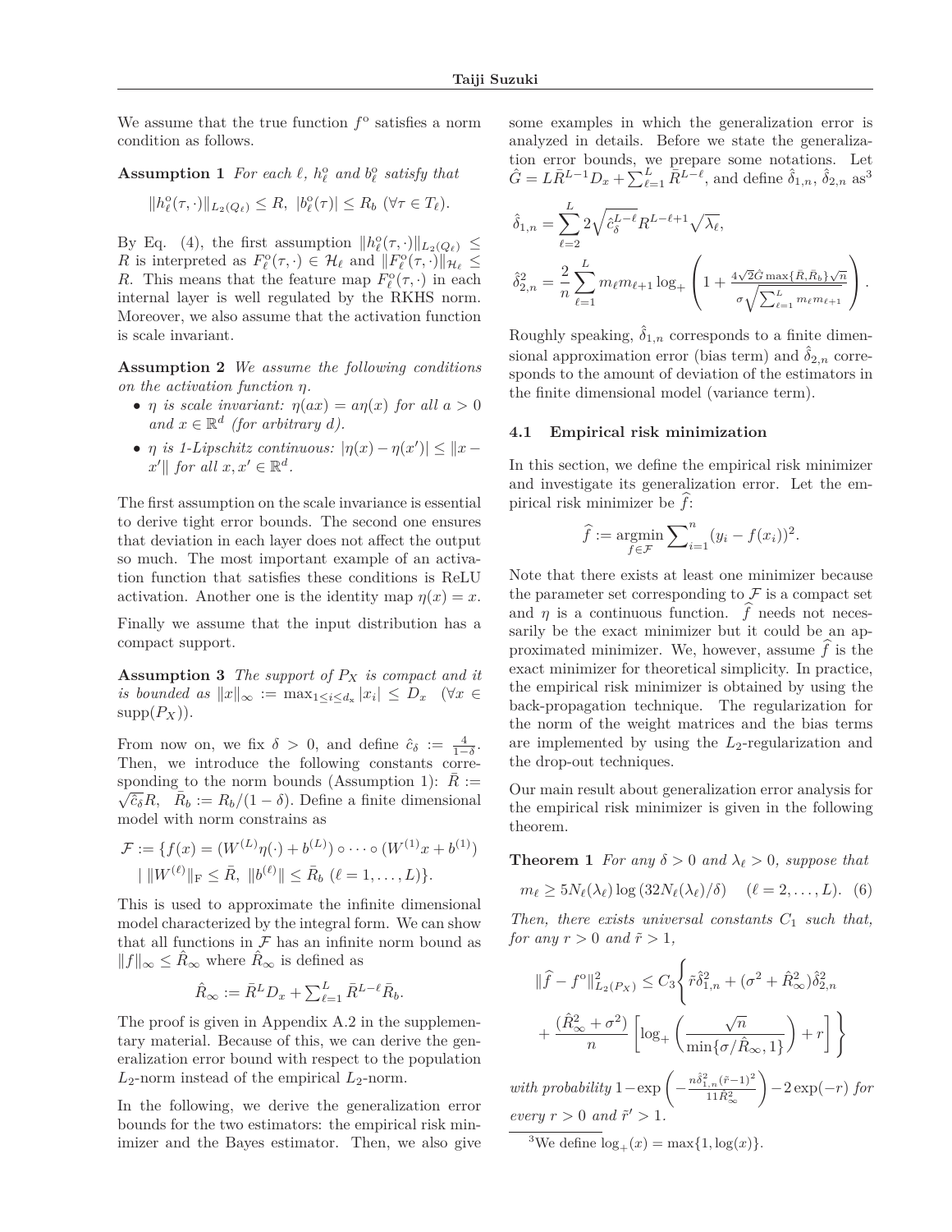We assume that the true function $f^{\rm o}$ satisfies a norm condition as follows.

**Assumption 1** *For each $\ell$, $h_\ell^{\rm o}$ and $b_\ell^{\rm o}$ satisfy that*

$$\|h_\ell^{\rm o}(\tau,\cdot)\|_{L_2(Q_\ell)} \leq R,\ |b_\ell^{\rm o}(\tau)| \leq R_b\ (\forall \tau \in T_\ell).$$

By Eq. (4), the first assumption $\|h_\ell^{\rm o}(\tau,\cdot)\|_{L_2(Q_\ell)} \leq R$ is interpreted as $F_\ell^{\rm o}(\tau,\cdot) \in \mathcal{H}_\ell$ and $\|F_\ell^{\rm o}(\tau,\cdot)\|_{\mathcal{H}_\ell} \leq R$. This means that the feature map $F_\ell^{\rm o}(\tau,\cdot)$ in each internal layer is well regulated by the RKHS norm. Moreover, we also assume that the activation function is scale invariant.

**Assumption 2** *We assume the following conditions on the activation function $\eta$.*

- *$\eta$ is scale invariant: $\eta(ax) = a\eta(x)$ for all $a > 0$ and $x \in \mathbb{R}^d$ (for arbitrary $d$).*
- *$\eta$ is 1-Lipschitz continuous: $|\eta(x) - \eta(x')| \leq \|x - x'\|$ for all $x, x' \in \mathbb{R}^d$.*

The first assumption on the scale invariance is essential to derive tight error bounds. The second one ensures that deviation in each layer does not affect the output so much. The most important example of an activation function that satisfies these conditions is ReLU activation. Another one is the identity map $\eta(x) = x$.

Finally we assume that the input distribution has a compact support.

**Assumption 3** *The support of $P_X$ is compact and it is bounded as $\|x\|_\infty := \max_{1\leq i \leq d_{\rm x}} |x_i| \leq D_x$ $(\forall x \in \mathrm{supp}(P_X))$.*

From now on, we fix $\delta > 0$, and define $\hat{c}_\delta := \frac{4}{1-\delta}$. Then, we introduce the following constants corresponding to the norm bounds (Assumption 1): $\bar{R} := \sqrt{\hat{c}_\delta} R$, $\bar{R}_b := R_b/(1-\delta)$. Define a finite dimensional model with norm constrains as

$$\mathcal{F} := \{f(x) = (W^{(L)}\eta(\cdot) + b^{(L)}) \circ \cdots \circ (W^{(1)}x + b^{(1)}) \mid \|W^{(\ell)}\|_{\rm F} \leq \bar{R},\ \|b^{(\ell)}\| \leq \bar{R}_b\ (\ell = 1,\dots,L)\}.$$

This is used to approximate the infinite dimensional model characterized by the integral form. We can show that all functions in $\mathcal{F}$ has an infinite norm bound as $\|f\|_\infty \leq \hat{R}_\infty$ where $\hat{R}_\infty$ is defined as

$$\hat{R}_\infty := \bar{R}^L D_x + \textstyle\sum_{\ell=1}^L \bar{R}^{L-\ell}\bar{R}_b.$$

The proof is given in Appendix A.2 in the supplementary material. Because of this, we can derive the generalization error bound with respect to the population $L_2$-norm instead of the empirical $L_2$-norm.

In the following, we derive the generalization error bounds for the two estimators: the empirical risk minimizer and the Bayes estimator. Then, we also give some examples in which the generalization error is analyzed in details. Before we state the generalization error bounds, we prepare some notations. Let $\hat{G} = L\bar{R}^{L-1}D_x + \sum_{\ell=1}^L \bar{R}^{L-\ell}$, and define $\hat{\delta}_{1,n}$, $\hat{\delta}_{2,n}$ as[3]

$$\hat{\delta}_{1,n} = \sum_{\ell=2}^L 2\sqrt{\hat{c}_\delta^{L-\ell}} R^{L-\ell+1}\sqrt{\lambda_\ell},$$

$$\hat{\delta}_{2,n}^2 = \frac{2}{n}\sum_{\ell=1}^L m_\ell m_{\ell+1} \log_+\left(1 + \frac{4\sqrt{2}\hat{G}\max\{\bar{R},\bar{R}_b\}\sqrt{n}}{\sigma\sqrt{\sum_{\ell=1}^L m_\ell m_{\ell+1}}}\right).$$

Roughly speaking, $\hat{\delta}_{1,n}$ corresponds to a finite dimensional approximation error (bias term) and $\hat{\delta}_{2,n}$ corresponds to the amount of deviation of the estimators in the finite dimensional model (variance term).

### 4.1 Empirical risk minimization

In this section, we define the empirical risk minimizer and investigate its generalization error. Let the empirical risk minimizer be $\widehat{f}$:

$$\widehat{f} := \mathop{\rm argmin}_{f \in \mathcal{F}} \sum_{i=1}^n (y_i - f(x_i))^2.$$

Note that there exists at least one minimizer because the parameter set corresponding to $\mathcal{F}$ is a compact set and $\eta$ is a continuous function. $\widehat{f}$ needs not necessarily be the exact minimizer but it could be an approximated minimizer. We, however, assume $\widehat{f}$ is the exact minimizer for theoretical simplicity. In practice, the empirical risk minimizer is obtained by using the back-propagation technique. The regularization for the norm of the weight matrices and the bias terms are implemented by using the $L_2$-regularization and the drop-out techniques.

Our main result about generalization error analysis for the empirical risk minimizer is given in the following theorem.

**Theorem 1** *For any $\delta > 0$ and $\lambda_\ell > 0$, suppose that*

$$m_\ell \geq 5N_\ell(\lambda_\ell)\log(32N_\ell(\lambda_\ell)/\delta) \quad (\ell = 2,\dots,L). \tag{6}$$

*Then, there exists universal constants $C_1$ such that, for any $r > 0$ and $\tilde{r} > 1$,*

$$\|\widehat{f} - f^{\rm o}\|_{L_2(P_X)}^2 \leq C_3\Bigg\{\tilde{r}\hat{\delta}_{1,n}^2 + (\sigma^2 + \hat{R}_\infty^2)\hat{\delta}_{2,n}^2 + \frac{(\hat{R}_\infty^2 + \sigma^2)}{n}\left[\log_+\left(\frac{\sqrt{n}}{\min\{\sigma/\hat{R}_\infty, 1\}}\right) + r\right]\Bigg\}$$

*with probability $1 - \exp\left(-\frac{n\hat{\delta}_{1,n}^2(\tilde{r}-1)^2}{11\hat{R}_\infty^2}\right) - 2\exp(-r)$ for every $r > 0$ and $\tilde{r}' > 1$.*

[3] We define $\log_+(x) = \max\{1, \log(x)\}$.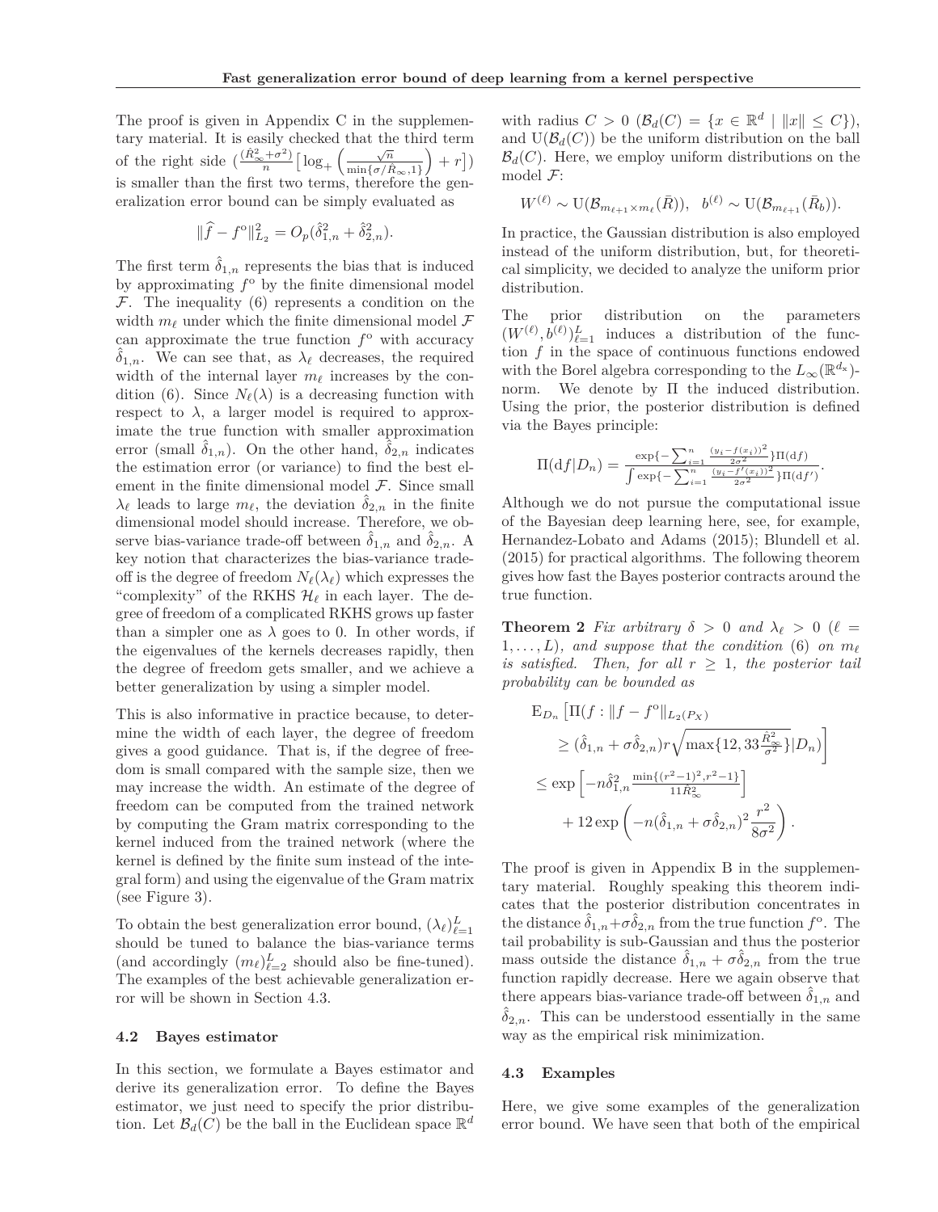The proof is given in Appendix C in the supplementary material. It is easily checked that the third term of the right side $\left(\frac{(\hat{R}_\infty^2+\sigma^2)}{n}\left[\log_+\left(\frac{\sqrt{n}}{\min\{\sigma/\hat{R}_\infty,1\}}\right)+r\right]\right)$ is smaller than the first two terms, therefore the generalization error bound can be simply evaluated as

$$\|\widehat{f}-f^{\mathrm{o}}\|_{L_2}^2 = O_p(\hat{\delta}_{1,n}^2+\hat{\delta}_{2,n}^2).$$

The first term $\hat{\delta}_{1,n}$ represents the bias that is induced by approximating $f^{\mathrm{o}}$ by the finite dimensional model $\mathcal{F}$. The inequality (6) represents a condition on the width $m_\ell$ under which the finite dimensional model $\mathcal{F}$ can approximate the true function $f^{\mathrm{o}}$ with accuracy $\hat{\delta}_{1,n}$. We can see that, as $\lambda_\ell$ decreases, the required width of the internal layer $m_\ell$ increases by the condition (6). Since $N_\ell(\lambda)$ is a decreasing function with respect to $\lambda$, a larger model is required to approximate the true function with smaller approximation error (small $\hat{\delta}_{1,n}$). On the other hand, $\hat{\delta}_{2,n}$ indicates the estimation error (or variance) to find the best element in the finite dimensional model $\mathcal{F}$. Since small $\lambda_\ell$ leads to large $m_\ell$, the deviation $\hat{\delta}_{2,n}$ in the finite dimensional model should increase. Therefore, we observe bias-variance trade-off between $\hat{\delta}_{1,n}$ and $\hat{\delta}_{2,n}$. A key notion that characterizes the bias-variance trade-off is the degree of freedom $N_\ell(\lambda_\ell)$ which expresses the "complexity" of the RKHS $\mathcal{H}_\ell$ in each layer. The degree of freedom of a complicated RKHS grows up faster than a simpler one as $\lambda$ goes to 0. In other words, if the eigenvalues of the kernels decreases rapidly, then the degree of freedom gets smaller, and we achieve a better generalization by using a simpler model.

This is also informative in practice because, to determine the width of each layer, the degree of freedom gives a good guidance. That is, if the degree of freedom is small compared with the sample size, then we may increase the width. An estimate of the degree of freedom can be computed from the trained network by computing the Gram matrix corresponding to the kernel induced from the trained network (where the kernel is defined by the finite sum instead of the integral form) and using the eigenvalue of the Gram matrix (see Figure 3).

To obtain the best generalization error bound, $(\lambda_\ell)_{\ell=1}^L$ should be tuned to balance the bias-variance terms (and accordingly $(m_\ell)_{\ell=2}^L$ should also be fine-tuned). The examples of the best achievable generalization error will be shown in Section 4.3.

### 4.2 Bayes estimator

In this section, we formulate a Bayes estimator and derive its generalization error. To define the Bayes estimator, we just need to specify the prior distribution. Let $\mathcal{B}_d(C)$ be the ball in the Euclidean space $\mathbb{R}^d$ with radius $C>0$ ($\mathcal{B}_d(C)=\{x\in\mathbb{R}^d \mid \|x\|\leq C\}$), and $\mathrm{U}(\mathcal{B}_d(C))$ be the uniform distribution on the ball $\mathcal{B}_d(C)$. Here, we employ uniform distributions on the model $\mathcal{F}$:

$$W^{(\ell)} \sim \mathrm{U}(\mathcal{B}_{m_{\ell+1}\times m_\ell}(\bar{R})),\ \ b^{(\ell)}\sim \mathrm{U}(\mathcal{B}_{m_{\ell+1}}(\bar{R}_b)).$$

In practice, the Gaussian distribution is also employed instead of the uniform distribution, but, for theoretical simplicity, we decided to analyze the uniform prior distribution.

The prior distribution on the parameters $(W^{(\ell)},b^{(\ell)})_{\ell=1}^L$ induces a distribution of the function $f$ in the space of continuous functions endowed with the Borel algebra corresponding to the $L_\infty(\mathbb{R}^{d_x})$-norm. We denote by $\Pi$ the induced distribution. Using the prior, the posterior distribution is defined via the Bayes principle:

$$\Pi(\mathrm{d}f|D_n)=\frac{\exp\{-\sum_{i=1}^n\frac{(y_i-f(x_i))^2}{2\sigma^2}\}\Pi(\mathrm{d}f)}{\int\exp\{-\sum_{i=1}^n\frac{(y_i-f'(x_i))^2}{2\sigma^2}\}\Pi(\mathrm{d}f')}.$$

Although we do not pursue the computational issue of the Bayesian deep learning here, see, for example, Hernandez-Lobato and Adams (2015); Blundell et al. (2015) for practical algorithms. The following theorem gives how fast the Bayes posterior contracts around the true function.

**Theorem 2** *Fix arbitrary $\delta>0$ and $\lambda_\ell>0$ ($\ell=1,\dots,L$), and suppose that the condition (6) on $m_\ell$ is satisfied. Then, for all $r\geq 1$, the posterior tail probability can be bounded as*

$$\begin{aligned}
&\mathrm{E}_{D_n}\Big[\Pi(f:\|f-f^{\mathrm{o}}\|_{L_2(P_X)} \\
&\qquad \geq (\hat{\delta}_{1,n}+\sigma\hat{\delta}_{2,n})r\sqrt{\max\{12,33\tfrac{\hat{R}_\infty^2}{\sigma^2}\}}|D_n)\Big] \\
&\leq \exp\left[-n\hat{\delta}_{1,n}^2\tfrac{\min\{(r^2-1)^2,r^2-1\}}{11\hat{R}_\infty^2}\right] \\
&\qquad + 12\exp\left(-n(\hat{\delta}_{1,n}+\sigma\hat{\delta}_{2,n})^2\frac{r^2}{8\sigma^2}\right).
\end{aligned}$$

The proof is given in Appendix B in the supplementary material. Roughly speaking this theorem indicates that the posterior distribution concentrates in the distance $\hat{\delta}_{1,n}+\sigma\hat{\delta}_{2,n}$ from the true function $f^{\mathrm{o}}$. The tail probability is sub-Gaussian and thus the posterior mass outside the distance $\hat{\delta}_{1,n}+\sigma\hat{\delta}_{2,n}$ from the true function rapidly decrease. Here we again observe that there appears bias-variance trade-off between $\hat{\delta}_{1,n}$ and $\hat{\delta}_{2,n}$. This can be understood essentially in the same way as the empirical risk minimization.

### 4.3 Examples

Here, we give some examples of the generalization error bound. We have seen that both of the empirical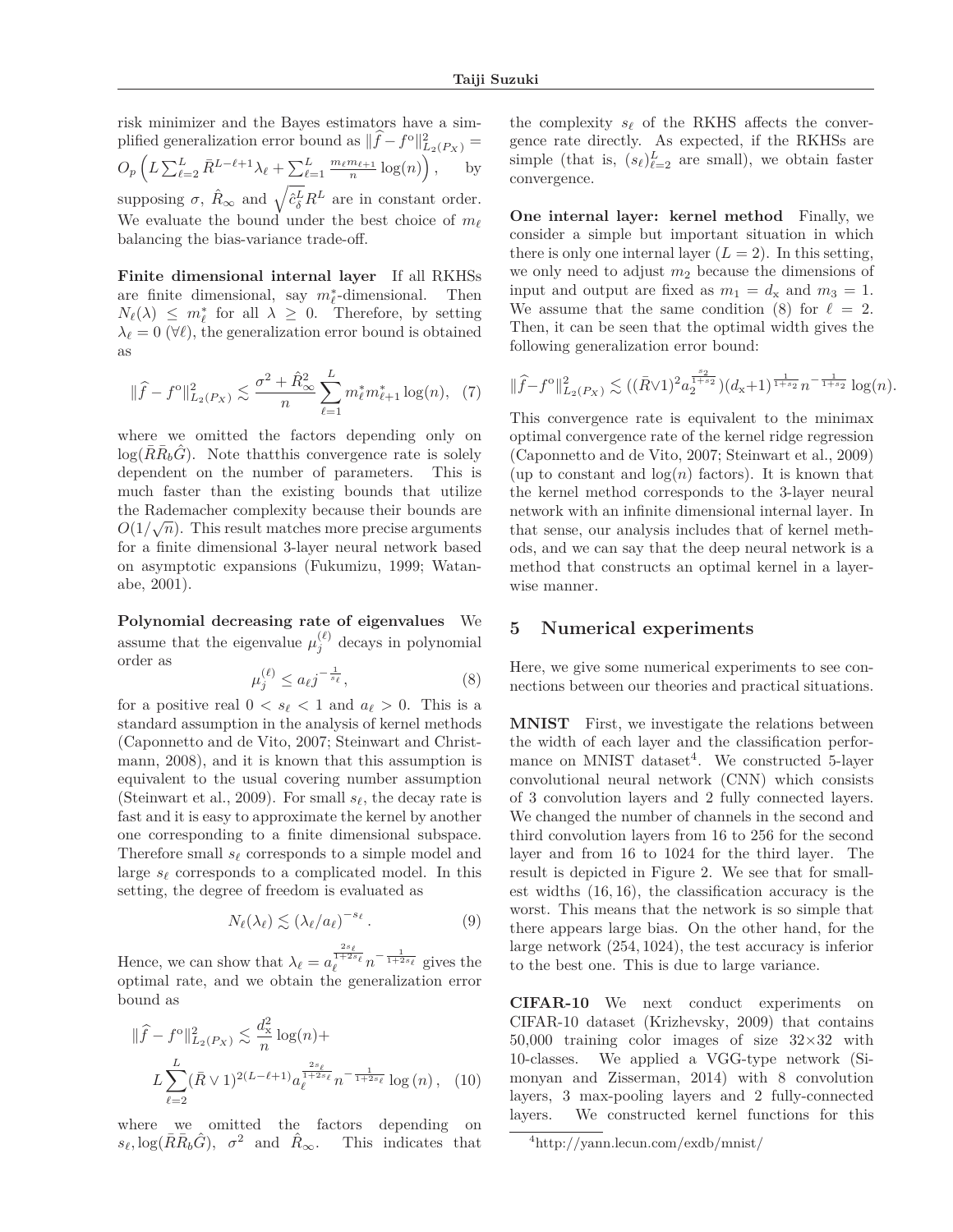risk minimizer and the Bayes estimators have a simplified generalization error bound as $\|\widehat{f} - f^{\mathrm{o}}\|_{L_2(P_X)}^2 = O_p\left(L \sum_{\ell=2}^L \bar{R}^{L-\ell+1}\lambda_\ell + \sum_{\ell=1}^L \frac{m_\ell m_{\ell+1}}{n}\log(n)\right)$, by supposing $\sigma$, $\hat{R}_\infty$ and $\sqrt{\hat{c}_\delta^L}R^L$ are in constant order. We evaluate the bound under the best choice of $m_\ell$ balancing the bias-variance trade-off.

**Finite dimensional internal layer** If all RKHSs are finite dimensional, say $m_\ell^*$-dimensional. Then $N_\ell(\lambda) \leq m_\ell^*$ for all $\lambda \geq 0$. Therefore, by setting $\lambda_\ell = 0$ ($\forall \ell$), the generalization error bound is obtained as

$$\|\widehat{f} - f^{\mathrm{o}}\|_{L_2(P_X)}^2 \lesssim \frac{\sigma^2 + \hat{R}_\infty^2}{n} \sum_{\ell=1}^L m_\ell^* m_{\ell+1}^* \log(n), \quad (7)$$

where we omitted the factors depending only on $\log(\bar{R}\bar{R}_b\hat{G})$. Note thatthis convergence rate is solely dependent on the number of parameters. This is much faster than the existing bounds that utilize the Rademacher complexity because their bounds are $O(1/\sqrt{n})$. This result matches more precise arguments for a finite dimensional 3-layer neural network based on asymptotic expansions (Fukumizu, 1999; Watanabe, 2001).

**Polynomial decreasing rate of eigenvalues** We assume that the eigenvalue $\mu_j^{(\ell)}$ decays in polynomial order as

$$\mu_j^{(\ell)} \leq a_\ell j^{-\frac{1}{s_\ell}}, \quad (8)$$

for a positive real $0 < s_\ell < 1$ and $a_\ell > 0$. This is a standard assumption in the analysis of kernel methods (Caponnetto and de Vito, 2007; Steinwart and Christmann, 2008), and it is known that this assumption is equivalent to the usual covering number assumption (Steinwart et al., 2009). For small $s_\ell$, the decay rate is fast and it is easy to approximate the kernel by another one corresponding to a finite dimensional subspace. Therefore small $s_\ell$ corresponds to a simple model and large $s_\ell$ corresponds to a complicated model. In this setting, the degree of freedom is evaluated as

$$N_\ell(\lambda_\ell) \lesssim (\lambda_\ell/a_\ell)^{-s_\ell}. \quad (9)$$

Hence, we can show that $\lambda_\ell = a_\ell^{\frac{2s_\ell}{1+2s_\ell}} n^{-\frac{1}{1+2s_\ell}}$ gives the optimal rate, and we obtain the generalization error bound as

$$\|\widehat{f} - f^{\mathrm{o}}\|_{L_2(P_X)}^2 \lesssim \frac{d_{\mathrm{x}}^2}{n}\log(n) + L\sum_{\ell=2}^L (\bar{R} \vee 1)^{2(L-\ell+1)} a_\ell^{\frac{2s_\ell}{1+2s_\ell}} n^{-\frac{1}{1+2s_\ell}} \log(n), \quad (10)$$

where we omitted the factors depending on $s_\ell, \log(\bar{R}\bar{R}_b\hat{G})$, $\sigma^2$ and $\hat{R}_\infty$. This indicates that the complexity $s_\ell$ of the RKHS affects the convergence rate directly. As expected, if the RKHSs are simple (that is, $(s_\ell)_{\ell=2}^L$ are small), we obtain faster convergence.

**One internal layer: kernel method** Finally, we consider a simple but important situation in which there is only one internal layer ($L = 2$). In this setting, we only need to adjust $m_2$ because the dimensions of input and output are fixed as $m_1 = d_{\mathrm{x}}$ and $m_3 = 1$. We assume that the same condition (8) for $\ell = 2$. Then, it can be seen that the optimal width gives the following generalization error bound:

$$\|\widehat{f} - f^{\mathrm{o}}\|_{L_2(P_X)}^2 \lesssim ((\bar{R} \vee 1)^2 a_2^{\frac{s_2}{1+s_2}})(d_{\mathrm{x}}+1)^{\frac{1}{1+s_2}} n^{-\frac{1}{1+s_2}} \log(n).$$

This convergence rate is equivalent to the minimax optimal convergence rate of the kernel ridge regression (Caponnetto and de Vito, 2007; Steinwart et al., 2009) (up to constant and $\log(n)$ factors). It is known that the kernel method corresponds to the 3-layer neural network with an infinite dimensional internal layer. In that sense, our analysis includes that of kernel methods, and we can say that the deep neural network is a method that constructs an optimal kernel in a layer-wise manner.

## 5 Numerical experiments

Here, we give some numerical experiments to see connections between our theories and practical situations.

**MNIST** First, we investigate the relations between the width of each layer and the classification performance on MNIST dataset[4]. We constructed 5-layer convolutional neural network (CNN) which consists of 3 convolution layers and 2 fully connected layers. We changed the number of channels in the second and third convolution layers from 16 to 256 for the second layer and from 16 to 1024 for the third layer. The result is depicted in Figure 2. We see that for smallest widths $(16, 16)$, the classification accuracy is the worst. This means that the network is so simple that there appears large bias. On the other hand, for the large network $(254, 1024)$, the test accuracy is inferior to the best one. This is due to large variance.

**CIFAR-10** We next conduct experiments on CIFAR-10 dataset (Krizhevsky, 2009) that contains 50,000 training color images of size $32 \times 32$ with 10-classes. We applied a VGG-type network (Simonyan and Zisserman, 2014) with 8 convolution layers, 3 max-pooling layers and 2 fully-connected layers. We constructed kernel functions for this

[4]http://yann.lecun.com/exdb/mnist/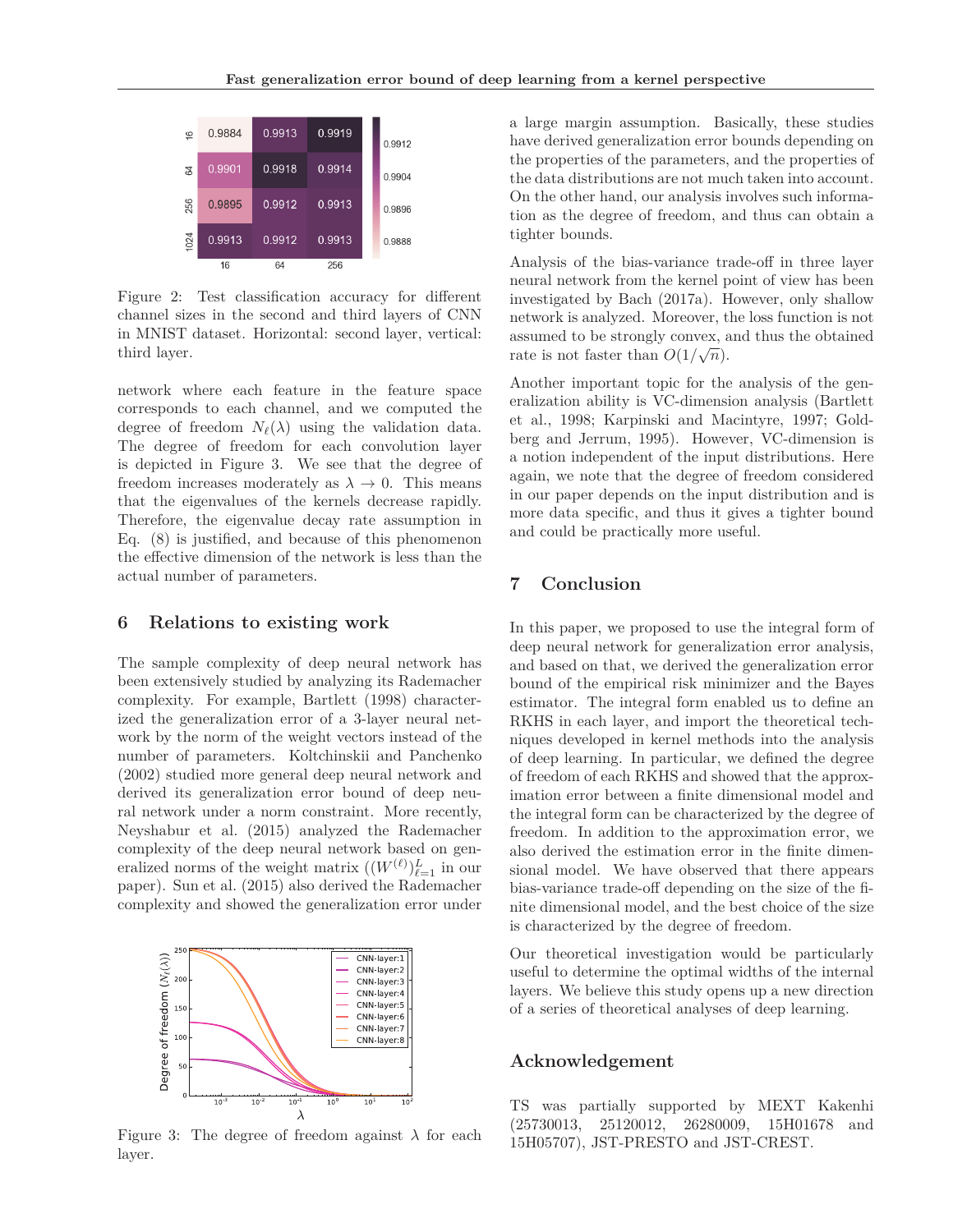Figure 2: Test classification accuracy for different channel sizes in the second and third layers of CNN in MNIST dataset. Horizontal: second layer, vertical: third layer.

network where each feature in the feature space corresponds to each channel, and we computed the degree of freedom $N_\ell(\lambda)$ using the validation data. The degree of freedom for each convolution layer is depicted in Figure 3. We see that the degree of freedom increases moderately as $\lambda \to 0$. This means that the eigenvalues of the kernels decrease rapidly. Therefore, the eigenvalue decay rate assumption in Eq. (8) is justified, and because of this phenomenon the effective dimension of the network is less than the actual number of parameters.

## 6 Relations to existing work

The sample complexity of deep neural network has been extensively studied by analyzing its Rademacher complexity. For example, Bartlett (1998) characterized the generalization error of a 3-layer neural network by the norm of the weight vectors instead of the number of parameters. Koltchinskii and Panchenko (2002) studied more general deep neural network and derived its generalization error bound of deep neural network under a norm constraint. More recently, Neyshabur et al. (2015) analyzed the Rademacher complexity of the deep neural network based on generalized norms of the weight matrix ($(W^{(\ell)})_{\ell=1}^{L}$ in our paper). Sun et al. (2015) also derived the Rademacher complexity and showed the generalization error under a large margin assumption. Basically, these studies have derived generalization error bounds depending on the properties of the parameters, and the properties of the data distributions are not much taken into account. On the other hand, our analysis involves such information as the degree of freedom, and thus can obtain a tighter bounds.

Figure 3: The degree of freedom against $\lambda$ for each layer.

Analysis of the bias-variance trade-off in three layer neural network from the kernel point of view has been investigated by Bach (2017a). However, only shallow network is analyzed. Moreover, the loss function is not assumed to be strongly convex, and thus the obtained rate is not faster than $O(1/\sqrt{n})$.

Another important topic for the analysis of the generalization ability is VC-dimension analysis (Bartlett et al., 1998; Karpinski and Macintyre, 1997; Goldberg and Jerrum, 1995). However, VC-dimension is a notion independent of the input distributions. Here again, we note that the degree of freedom considered in our paper depends on the input distribution and is more data specific, and thus it gives a tighter bound and could be practically more useful.

## 7 Conclusion

In this paper, we proposed to use the integral form of deep neural network for generalization error analysis, and based on that, we derived the generalization error bound of the empirical risk minimizer and the Bayes estimator. The integral form enabled us to define an RKHS in each layer, and import the theoretical techniques developed in kernel methods into the analysis of deep learning. In particular, we defined the degree of freedom of each RKHS and showed that the approximation error between a finite dimensional model and the integral form can be characterized by the degree of freedom. In addition to the approximation error, we also derived the estimation error in the finite dimensional model. We have observed that there appears bias-variance trade-off depending on the size of the finite dimensional model, and the best choice of the size is characterized by the degree of freedom.

Our theoretical investigation would be particularly useful to determine the optimal widths of the internal layers. We believe this study opens up a new direction of a series of theoretical analyses of deep learning.

## Acknowledgement

TS was partially supported by MEXT Kakenhi (25730013, 25120012, 26280009, 15H01678 and 15H05707), JST-PRESTO and JST-CREST.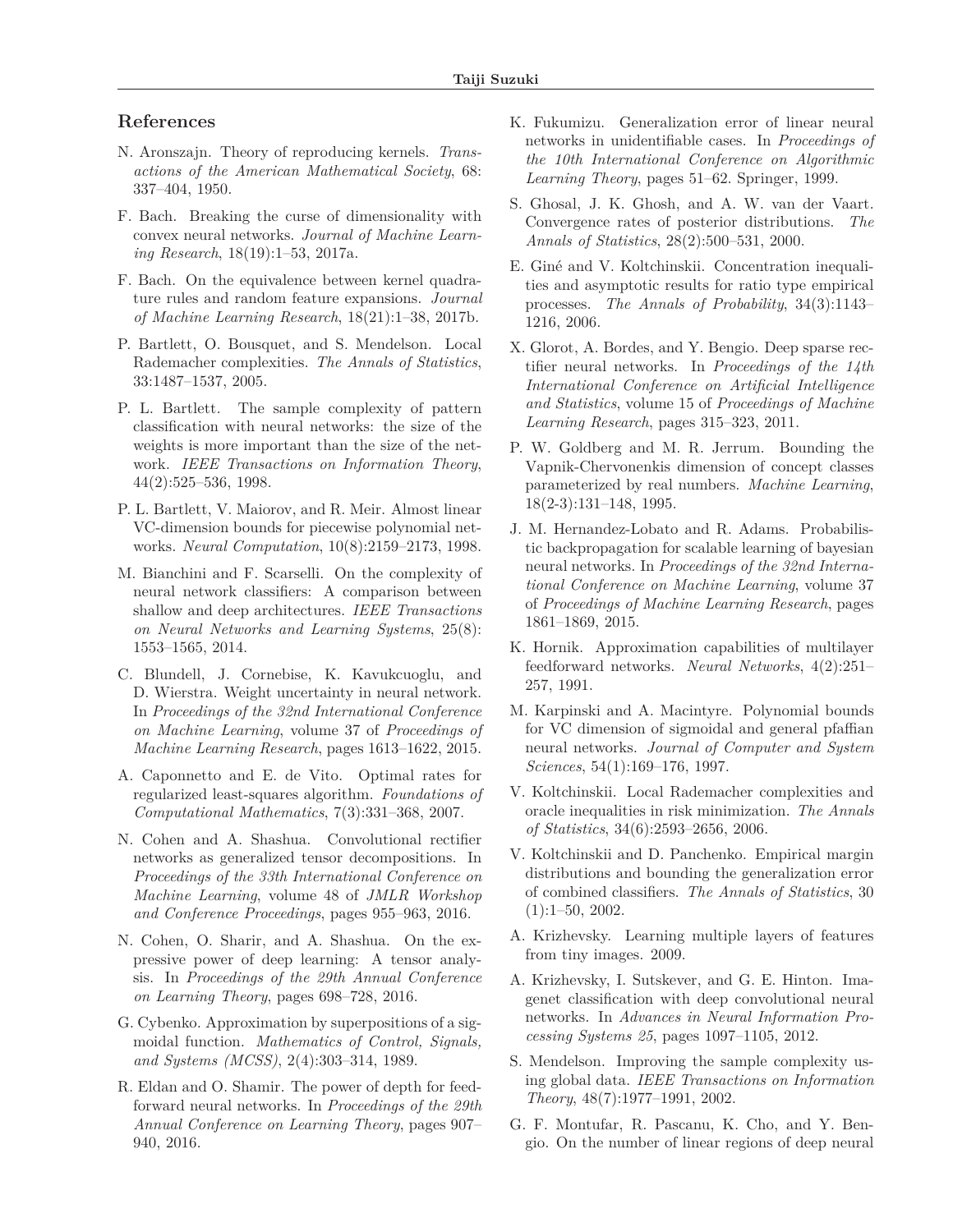## References

N. Aronszajn. Theory of reproducing kernels. *Transactions of the American Mathematical Society*, 68: 337–404, 1950.

F. Bach. Breaking the curse of dimensionality with convex neural networks. *Journal of Machine Learning Research*, 18(19):1–53, 2017a.

F. Bach. On the equivalence between kernel quadrature rules and random feature expansions. *Journal of Machine Learning Research*, 18(21):1–38, 2017b.

P. Bartlett, O. Bousquet, and S. Mendelson. Local Rademacher complexities. *The Annals of Statistics*, 33:1487–1537, 2005.

P. L. Bartlett. The sample complexity of pattern classification with neural networks: the size of the weights is more important than the size of the network. *IEEE Transactions on Information Theory*, 44(2):525–536, 1998.

P. L. Bartlett, V. Maiorov, and R. Meir. Almost linear VC-dimension bounds for piecewise polynomial networks. *Neural Computation*, 10(8):2159–2173, 1998.

M. Bianchini and F. Scarselli. On the complexity of neural network classifiers: A comparison between shallow and deep architectures. *IEEE Transactions on Neural Networks and Learning Systems*, 25(8): 1553–1565, 2014.

C. Blundell, J. Cornebise, K. Kavukcuoglu, and D. Wierstra. Weight uncertainty in neural network. In *Proceedings of the 32nd International Conference on Machine Learning*, volume 37 of *Proceedings of Machine Learning Research*, pages 1613–1622, 2015.

A. Caponnetto and E. de Vito. Optimal rates for regularized least-squares algorithm. *Foundations of Computational Mathematics*, 7(3):331–368, 2007.

N. Cohen and A. Shashua. Convolutional rectifier networks as generalized tensor decompositions. In *Proceedings of the 33th International Conference on Machine Learning*, volume 48 of *JMLR Workshop and Conference Proceedings*, pages 955–963, 2016.

N. Cohen, O. Sharir, and A. Shashua. On the expressive power of deep learning: A tensor analysis. In *Proceedings of the 29th Annual Conference on Learning Theory*, pages 698–728, 2016.

G. Cybenko. Approximation by superpositions of a sigmoidal function. *Mathematics of Control, Signals, and Systems (MCSS)*, 2(4):303–314, 1989.

R. Eldan and O. Shamir. The power of depth for feedforward neural networks. In *Proceedings of the 29th Annual Conference on Learning Theory*, pages 907–940, 2016.

K. Fukumizu. Generalization error of linear neural networks in unidentifiable cases. In *Proceedings of the 10th International Conference on Algorithmic Learning Theory*, pages 51–62. Springer, 1999.

S. Ghosal, J. K. Ghosh, and A. W. van der Vaart. Convergence rates of posterior distributions. *The Annals of Statistics*, 28(2):500–531, 2000.

E. Giné and V. Koltchinskii. Concentration inequalities and asymptotic results for ratio type empirical processes. *The Annals of Probability*, 34(3):1143–1216, 2006.

X. Glorot, A. Bordes, and Y. Bengio. Deep sparse rectifier neural networks. In *Proceedings of the 14th International Conference on Artificial Intelligence and Statistics*, volume 15 of *Proceedings of Machine Learning Research*, pages 315–323, 2011.

P. W. Goldberg and M. R. Jerrum. Bounding the Vapnik-Chervonenkis dimension of concept classes parameterized by real numbers. *Machine Learning*, 18(2-3):131–148, 1995.

J. M. Hernandez-Lobato and R. Adams. Probabilistic backpropagation for scalable learning of bayesian neural networks. In *Proceedings of the 32nd International Conference on Machine Learning*, volume 37 of *Proceedings of Machine Learning Research*, pages 1861–1869, 2015.

K. Hornik. Approximation capabilities of multilayer feedforward networks. *Neural Networks*, 4(2):251–257, 1991.

M. Karpinski and A. Macintyre. Polynomial bounds for VC dimension of sigmoidal and general pfaffian neural networks. *Journal of Computer and System Sciences*, 54(1):169–176, 1997.

V. Koltchinskii. Local Rademacher complexities and oracle inequalities in risk minimization. *The Annals of Statistics*, 34(6):2593–2656, 2006.

V. Koltchinskii and D. Panchenko. Empirical margin distributions and bounding the generalization error of combined classifiers. *The Annals of Statistics*, 30 (1):1–50, 2002.

A. Krizhevsky. Learning multiple layers of features from tiny images. 2009.

A. Krizhevsky, I. Sutskever, and G. E. Hinton. Imagenet classification with deep convolutional neural networks. In *Advances in Neural Information Processing Systems 25*, pages 1097–1105, 2012.

S. Mendelson. Improving the sample complexity using global data. *IEEE Transactions on Information Theory*, 48(7):1977–1991, 2002.

G. F. Montufar, R. Pascanu, K. Cho, and Y. Bengio. On the number of linear regions of deep neural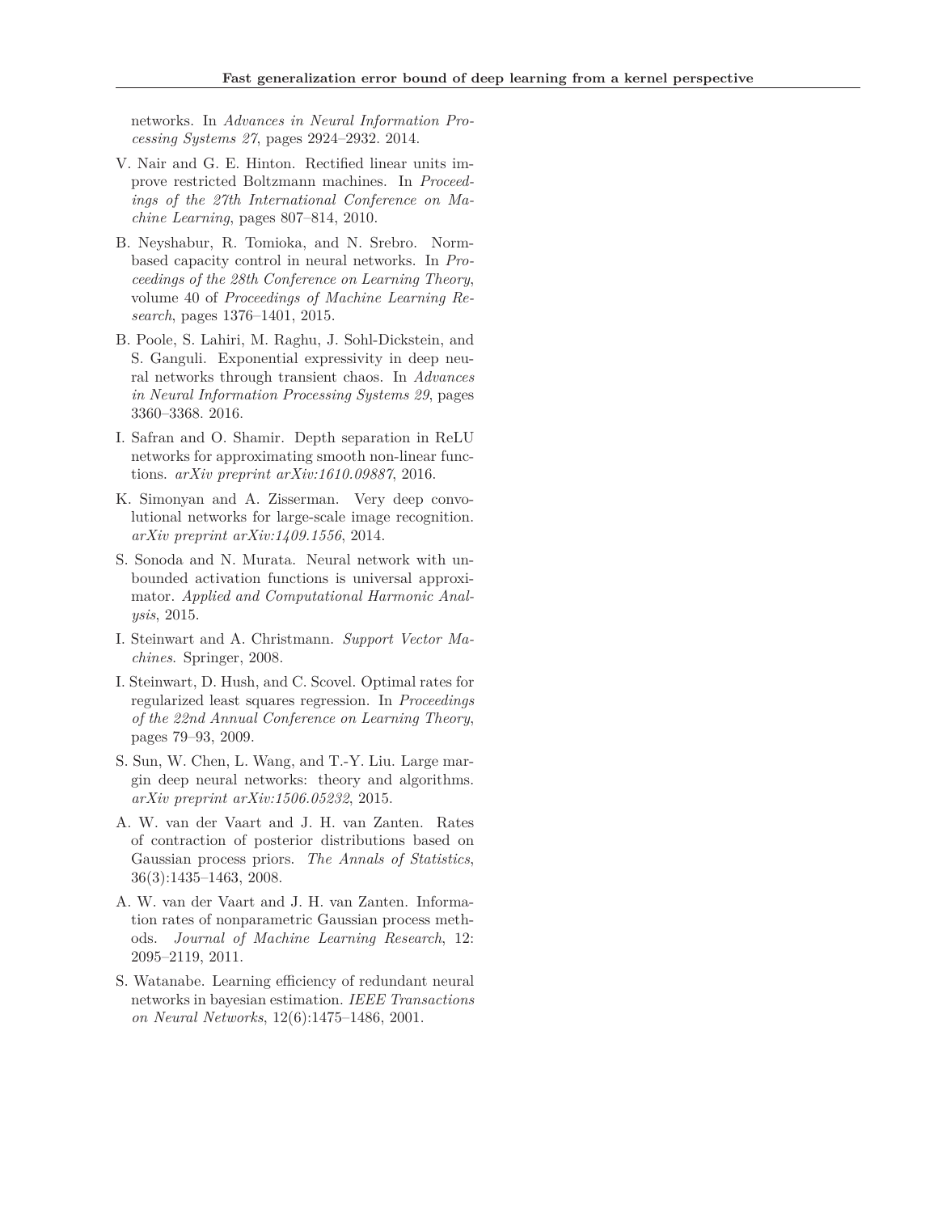networks. In *Advances in Neural Information Processing Systems 27*, pages 2924–2932. 2014.

V. Nair and G. E. Hinton. Rectified linear units improve restricted Boltzmann machines. In *Proceedings of the 27th International Conference on Machine Learning*, pages 807–814, 2010.

B. Neyshabur, R. Tomioka, and N. Srebro. Norm-based capacity control in neural networks. In *Proceedings of the 28th Conference on Learning Theory*, volume 40 of *Proceedings of Machine Learning Research*, pages 1376–1401, 2015.

B. Poole, S. Lahiri, M. Raghu, J. Sohl-Dickstein, and S. Ganguli. Exponential expressivity in deep neural networks through transient chaos. In *Advances in Neural Information Processing Systems 29*, pages 3360–3368. 2016.

I. Safran and O. Shamir. Depth separation in ReLU networks for approximating smooth non-linear functions. *arXiv preprint arXiv:1610.09887*, 2016.

K. Simonyan and A. Zisserman. Very deep convolutional networks for large-scale image recognition. *arXiv preprint arXiv:1409.1556*, 2014.

S. Sonoda and N. Murata. Neural network with unbounded activation functions is universal approximator. *Applied and Computational Harmonic Analysis*, 2015.

I. Steinwart and A. Christmann. *Support Vector Machines*. Springer, 2008.

I. Steinwart, D. Hush, and C. Scovel. Optimal rates for regularized least squares regression. In *Proceedings of the 22nd Annual Conference on Learning Theory*, pages 79–93, 2009.

S. Sun, W. Chen, L. Wang, and T.-Y. Liu. Large margin deep neural networks: theory and algorithms. *arXiv preprint arXiv:1506.05232*, 2015.

A. W. van der Vaart and J. H. van Zanten. Rates of contraction of posterior distributions based on Gaussian process priors. *The Annals of Statistics*, 36(3):1435–1463, 2008.

A. W. van der Vaart and J. H. van Zanten. Information rates of nonparametric Gaussian process methods. *Journal of Machine Learning Research*, 12: 2095–2119, 2011.

S. Watanabe. Learning efficiency of redundant neural networks in bayesian estimation. *IEEE Transactions on Neural Networks*, 12(6):1475–1486, 2001.